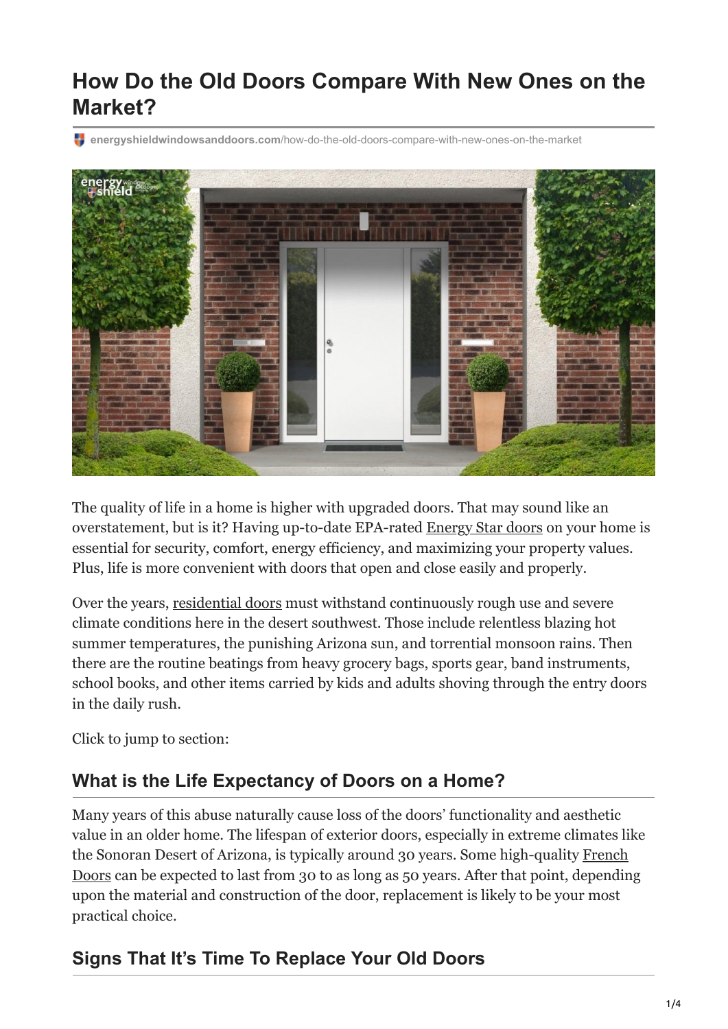# How Do the Old Doors Compare With New Ones on the Market?

energyshieldwindowsanddoors.com/how-do-the-old-doors-compare-with-new-ones-on-the-market

The quality of life in a home is higher with upgraded doors. That may sound like an overstatement, but is it? Having up-to-date EPA-rated Energy Star doors on your home is essential for security, comfort, energy efficiency, and maximizing your property values. Plus, life is more convenient with doors that open and close easily and properly.

Over the years, residential doors must withstand continuously rough use and severe climate conditions here in the desert southwest. Those include relentless blazing hot summer temperatures, the punishing Arizona sun, and torrential monsoon rains. Then there are the routine beatings from heavy grocery bags, sports gear, band instruments, school books, and other items carried by kids and adults shoving through the entry doors in the daily rush.

Click to jump to section:

## What is the Life Expectancy of Doors on a Home?

Many years of this abuse naturally cause loss of the doors' functionality and aesthetic value in an older home. The lifespan of exterior doors, especially in extreme climates like the Sonoran Desert of Arizona, is typically around 30 years. Some high-quality French Doors can be expected to last from 30 to as long as 50 years. After that point, depending upon the material and construction of the door, replacement is likely to be your most practical choice.

## Signs That It's Time To Replace Your Old Doors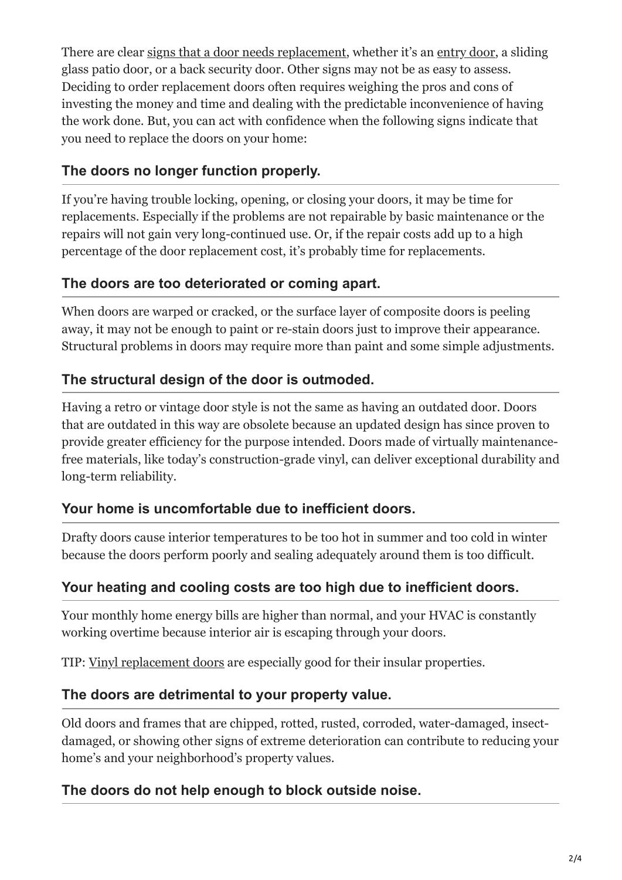There are clear signs that a door needs replacement, whether it's an entry door, a sliding glass patio door, or a back security door. Other signs may not be as easy to assess. Deciding to order replacement doors often requires weighing the pros and cons of investing the money and time and dealing with the predictable inconvenience of having the work done. But, you can act with confidence when the following signs indicate that you need to replace the doors on your home:

### The doors no longer function properly.

If you're having trouble locking, opening, or closing your doors, it may be time for replacements. Especially if the problems are not repairable by basic maintenance or the repairs will not gain very long-continued use. Or, if the repair costs add up to a high percentage of the door replacement cost, it's probably time for replacements.

### The doors are too deteriorated or coming apart.

When doors are warped or cracked, or the surface layer of composite doors is peeling away, it may not be enough to paint or re-stain doors just to improve their appearance. Structural problems in doors may require more than paint and some simple adjustments.

### The structural design of the door is outmoded.

Having a retro or vintage door style is not the same as having an outdated door. Doors that are outdated in this way are obsolete because an updated design has since proven to provide greater efficiency for the purpose intended. Doors made of virtually maintenance-free materials, like today's construction-grade vinyl, can deliver exceptional durability and long-term reliability.

### Your home is uncomfortable due to inefficient doors.

Drafty doors cause interior temperatures to be too hot in summer and too cold in winter because the doors perform poorly and sealing adequately around them is too difficult.

### Your heating and cooling costs are too high due to inefficient doors.

Your monthly home energy bills are higher than normal, and your HVAC is constantly working overtime because interior air is escaping through your doors.

TIP: Vinyl replacement doors are especially good for their insular properties.

### The doors are detrimental to your property value.

Old doors and frames that are chipped, rotted, rusted, corroded, water-damaged, insect-damaged, or showing other signs of extreme deterioration can contribute to reducing your home's and your neighborhood's property values.

### The doors do not help enough to block outside noise.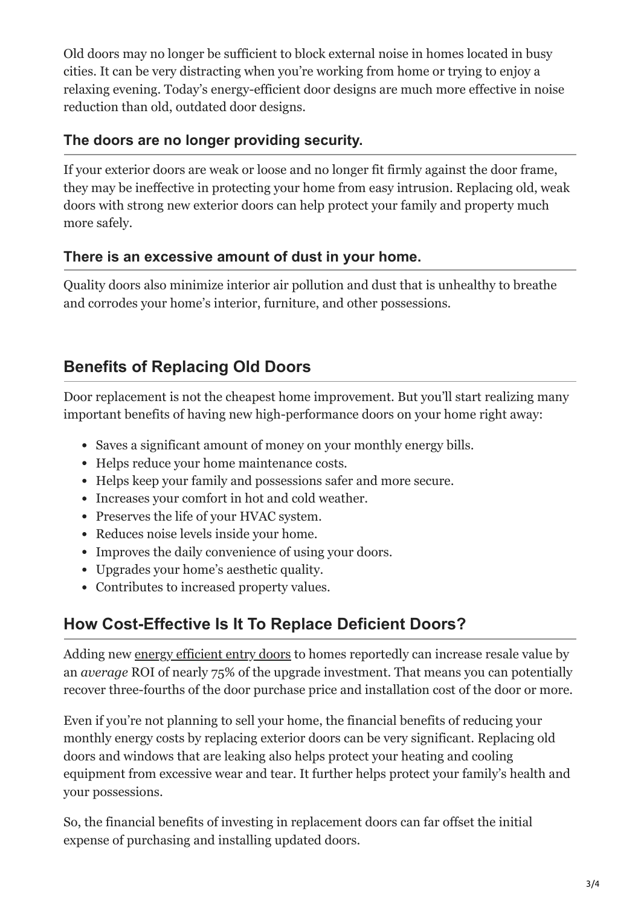Old doors may no longer be sufficient to block external noise in homes located in busy cities. It can be very distracting when you're working from home or trying to enjoy a relaxing evening. Today's energy-efficient door designs are much more effective in noise reduction than old, outdated door designs.

### The doors are no longer providing security.

If your exterior doors are weak or loose and no longer fit firmly against the door frame, they may be ineffective in protecting your home from easy intrusion. Replacing old, weak doors with strong new exterior doors can help protect your family and property much more safely.

### There is an excessive amount of dust in your home.

Quality doors also minimize interior air pollution and dust that is unhealthy to breathe and corrodes your home's interior, furniture, and other possessions.

## Benefits of Replacing Old Doors

Door replacement is not the cheapest home improvement. But you'll start realizing many important benefits of having new high-performance doors on your home right away:

- Saves a significant amount of money on your monthly energy bills.
- Helps reduce your home maintenance costs.
- Helps keep your family and possessions safer and more secure.
- Increases your comfort in hot and cold weather.
- Preserves the life of your HVAC system.
- Reduces noise levels inside your home.
- Improves the daily convenience of using your doors.
- Upgrades your home's aesthetic quality.
- Contributes to increased property values.

## How Cost-Effective Is It To Replace Deficient Doors?

Adding new energy efficient entry doors to homes reportedly can increase resale value by an *average* ROI of nearly 75% of the upgrade investment. That means you can potentially recover three-fourths of the door purchase price and installation cost of the door or more.

Even if you're not planning to sell your home, the financial benefits of reducing your monthly energy costs by replacing exterior doors can be very significant. Replacing old doors and windows that are leaking also helps protect your heating and cooling equipment from excessive wear and tear. It further helps protect your family's health and your possessions.

So, the financial benefits of investing in replacement doors can far offset the initial expense of purchasing and installing updated doors.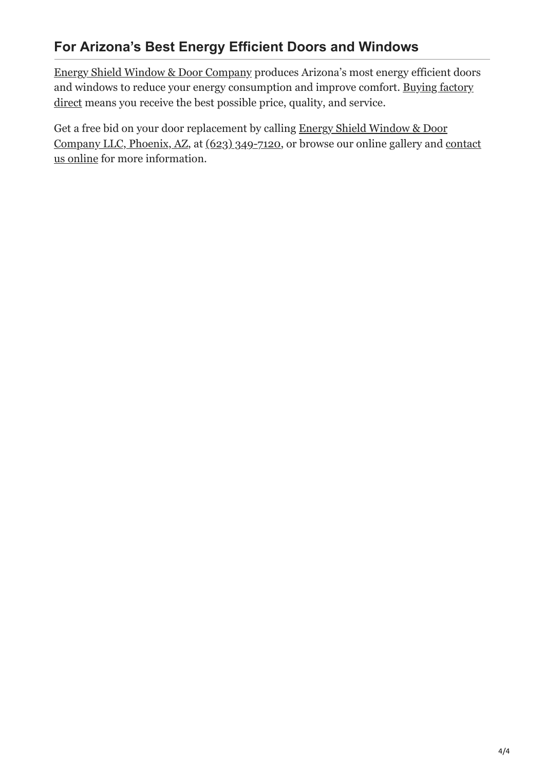## For Arizona's Best Energy Efficient Doors and Windows

Energy Shield Window & Door Company produces Arizona's most energy efficient doors and windows to reduce your energy consumption and improve comfort. Buying factory direct means you receive the best possible price, quality, and service.

Get a free bid on your door replacement by calling Energy Shield Window & Door Company LLC, Phoenix, AZ, at (623) 349-7120, or browse our online gallery and contact us online for more information.